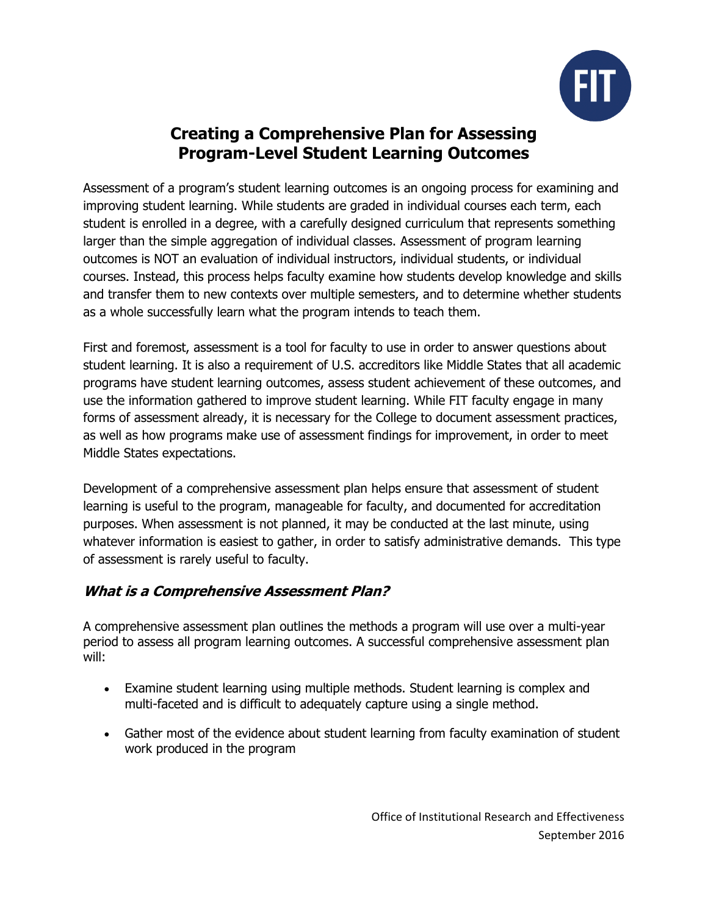# Creating a Comprehensive Plan for Assessing Program-Level Student Learning Outcomes

Assessment of a program's student learning outcomes is an ongoing process for examining and improving student learning. While students are graded in individual courses each term, each student is enrolled in a degree, with a carefully designed curriculum that represents something larger than the simple aggregation of individual classes. Assessment of program learning outcomes is NOT an evaluation of individual instructors, individual students, or individual courses. Instead, this process helps faculty examine how students develop knowledge and skills and transfer them to new contexts over multiple semesters, and to determine whether students as a whole successfully learn what the program intends to teach them.

First and foremost, assessment is a tool for faculty to use in order to answer questions about student learning. It is also a requirement of U.S. accreditors like Middle States that all academic programs have student learning outcomes, assess student achievement of these outcomes, and use the information gathered to improve student learning. While FIT faculty engage in many forms of assessment already, it is necessary for the College to document assessment practices, as well as how programs make use of assessment findings for improvement, in order to meet Middle States expectations.

Development of a comprehensive assessment plan helps ensure that assessment of student learning is useful to the program, manageable for faculty, and documented for accreditation purposes. When assessment is not planned, it may be conducted at the last minute, using whatever information is easiest to gather, in order to satisfy administrative demands. This type of assessment is rarely useful to faculty.

## *What is a Comprehensive Assessment Plan?*

A comprehensive assessment plan outlines the methods a program will use over a multi-year period to assess all program learning outcomes. A successful comprehensive assessment plan will:

- Examine student learning using multiple methods. Student learning is complex and multi-faceted and is difficult to adequately capture using a single method.
- Gather most of the evidence about student learning from faculty examination of student work produced in the program

Office of Institutional Research and Effectiveness
September 2016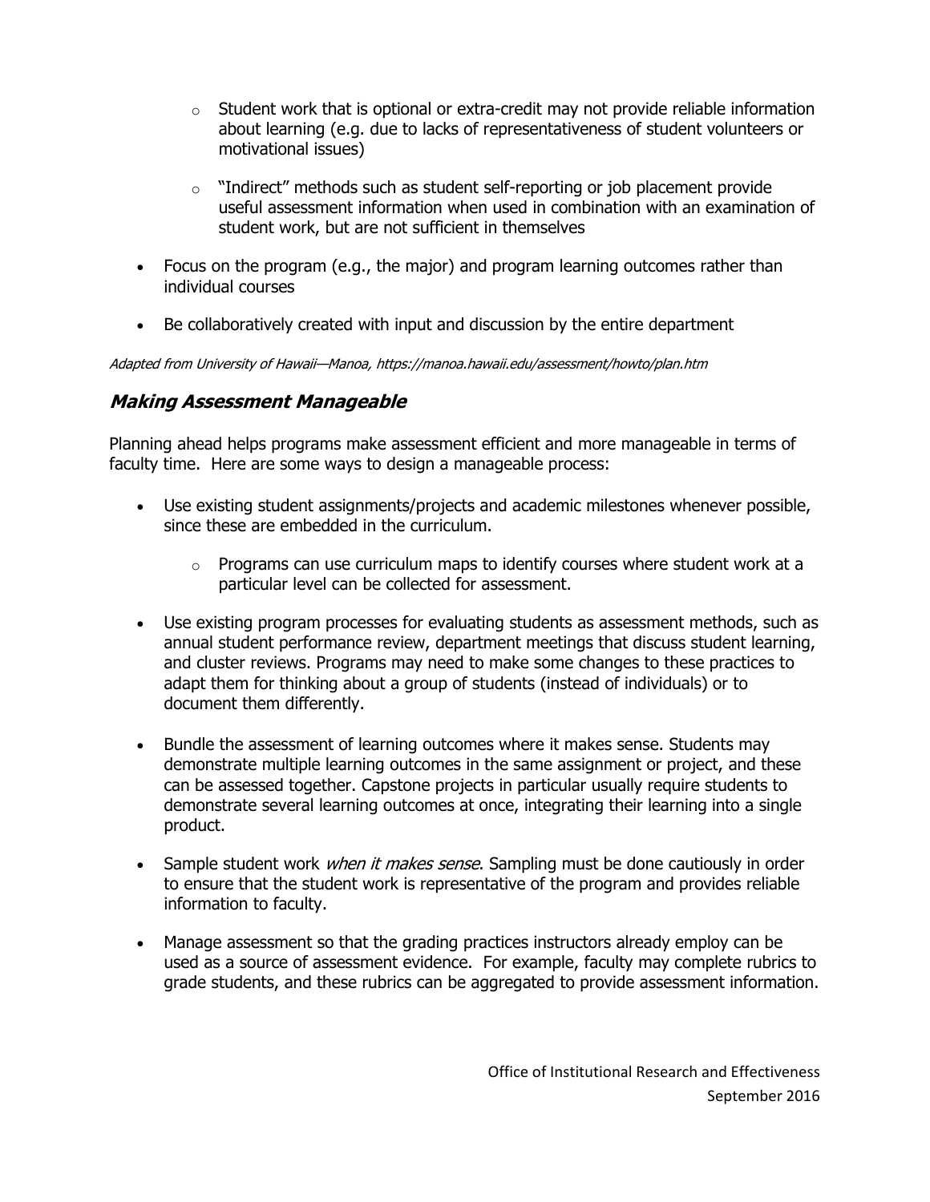- Student work that is optional or extra-credit may not provide reliable information about learning (e.g. due to lacks of representativeness of student volunteers or motivational issues)
    - "Indirect" methods such as student self-reporting or job placement provide useful assessment information when used in combination with an examination of student work, but are not sufficient in themselves
- Focus on the program (e.g., the major) and program learning outcomes rather than individual courses
- Be collaboratively created with input and discussion by the entire department

*Adapted from University of Hawaii—Manoa, https://manoa.hawaii.edu/assessment/howto/plan.htm*

### *Making Assessment Manageable*

Planning ahead helps programs make assessment efficient and more manageable in terms of faculty time. Here are some ways to design a manageable process:

- Use existing student assignments/projects and academic milestones whenever possible, since these are embedded in the curriculum.
    - Programs can use curriculum maps to identify courses where student work at a particular level can be collected for assessment.
- Use existing program processes for evaluating students as assessment methods, such as annual student performance review, department meetings that discuss student learning, and cluster reviews. Programs may need to make some changes to these practices to adapt them for thinking about a group of students (instead of individuals) or to document them differently.
- Bundle the assessment of learning outcomes where it makes sense. Students may demonstrate multiple learning outcomes in the same assignment or project, and these can be assessed together. Capstone projects in particular usually require students to demonstrate several learning outcomes at once, integrating their learning into a single product.
- Sample student work *when it makes sense*. Sampling must be done cautiously in order to ensure that the student work is representative of the program and provides reliable information to faculty.
- Manage assessment so that the grading practices instructors already employ can be used as a source of assessment evidence. For example, faculty may complete rubrics to grade students, and these rubrics can be aggregated to provide assessment information.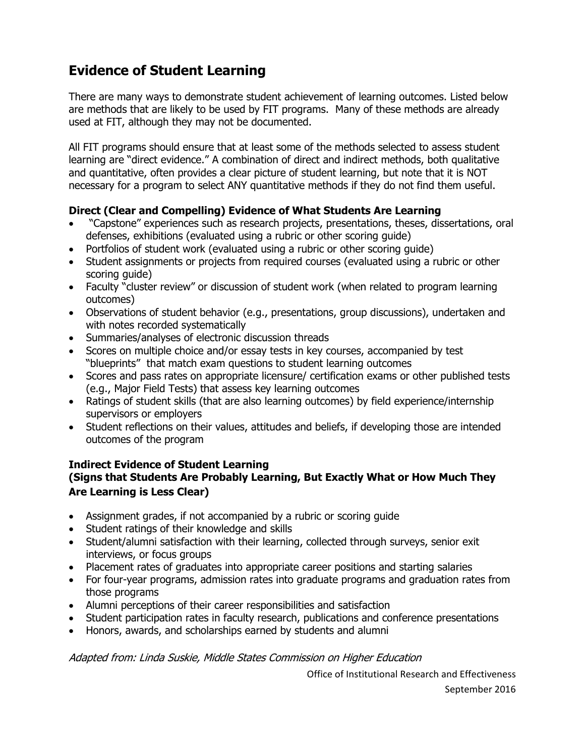# Evidence of Student Learning

There are many ways to demonstrate student achievement of learning outcomes. Listed below are methods that are likely to be used by FIT programs. Many of these methods are already used at FIT, although they may not be documented.

All FIT programs should ensure that at least some of the methods selected to assess student learning are "direct evidence." A combination of direct and indirect methods, both qualitative and quantitative, often provides a clear picture of student learning, but note that it is NOT necessary for a program to select ANY quantitative methods if they do not find them useful.

### Direct (Clear and Compelling) Evidence of What Students Are Learning

- "Capstone" experiences such as research projects, presentations, theses, dissertations, oral defenses, exhibitions (evaluated using a rubric or other scoring guide)
- Portfolios of student work (evaluated using a rubric or other scoring guide)
- Student assignments or projects from required courses (evaluated using a rubric or other scoring guide)
- Faculty "cluster review" or discussion of student work (when related to program learning outcomes)
- Observations of student behavior (e.g., presentations, group discussions), undertaken and with notes recorded systematically
- Summaries/analyses of electronic discussion threads
- Scores on multiple choice and/or essay tests in key courses, accompanied by test "blueprints" that match exam questions to student learning outcomes
- Scores and pass rates on appropriate licensure/ certification exams or other published tests (e.g., Major Field Tests) that assess key learning outcomes
- Ratings of student skills (that are also learning outcomes) by field experience/internship supervisors or employers
- Student reflections on their values, attitudes and beliefs, if developing those are intended outcomes of the program

### Indirect Evidence of Student Learning
### (Signs that Students Are Probably Learning, But Exactly What or How Much They Are Learning is Less Clear)

- Assignment grades, if not accompanied by a rubric or scoring guide
- Student ratings of their knowledge and skills
- Student/alumni satisfaction with their learning, collected through surveys, senior exit interviews, or focus groups
- Placement rates of graduates into appropriate career positions and starting salaries
- For four-year programs, admission rates into graduate programs and graduation rates from those programs
- Alumni perceptions of their career responsibilities and satisfaction
- Student participation rates in faculty research, publications and conference presentations
- Honors, awards, and scholarships earned by students and alumni

*Adapted from: Linda Suskie, Middle States Commission on Higher Education*

Office of Institutional Research and Effectiveness
September 2016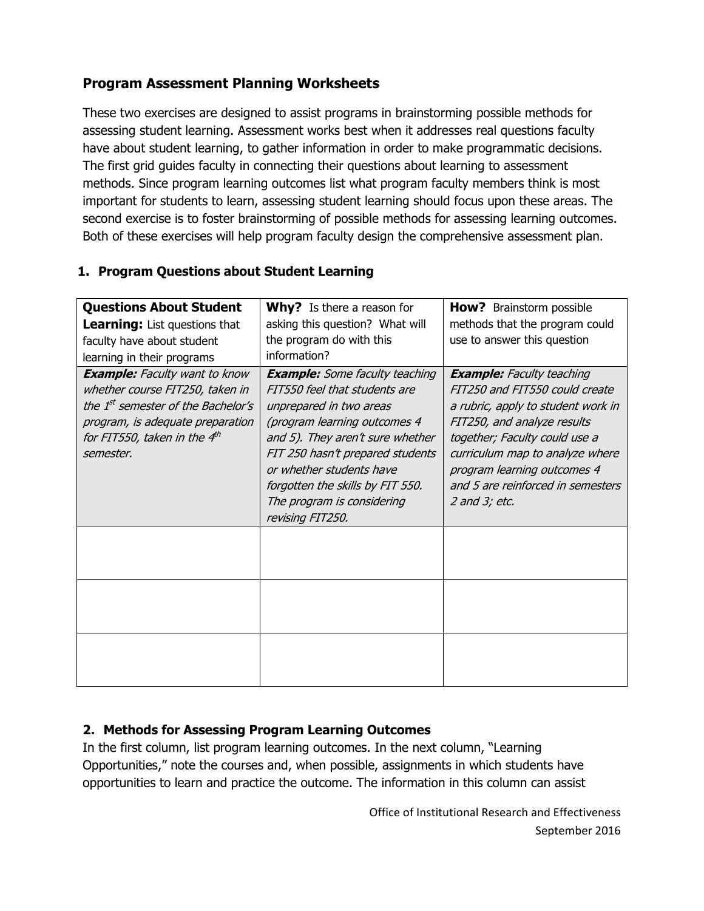## Program Assessment Planning Worksheets

These two exercises are designed to assist programs in brainstorming possible methods for assessing student learning. Assessment works best when it addresses real questions faculty have about student learning, to gather information in order to make programmatic decisions. The first grid guides faculty in connecting their questions about learning to assessment methods. Since program learning outcomes list what program faculty members think is most important for students to learn, assessing student learning should focus upon these areas. The second exercise is to foster brainstorming of possible methods for assessing learning outcomes. Both of these exercises will help program faculty design the comprehensive assessment plan.

### 1. Program Questions about Student Learning

| **Questions About Student Learning:** List questions that faculty have about student learning in their programs | **Why?** Is there a reason for asking this question? What will the program do with this information? | **How?** Brainstorm possible methods that the program could use to answer this question |
|---|---|---|
| ***Example:*** *Faculty want to know whether course FIT250, taken in the 1st semester of the Bachelor's program, is adequate preparation for FIT550, taken in the 4th semester.* | ***Example:*** *Some faculty teaching FIT550 feel that students are unprepared in two areas (program learning outcomes 4 and 5). They aren't sure whether FIT 250 hasn't prepared students or whether students have forgotten the skills by FIT 550. The program is considering revising FIT250.* | ***Example:*** *Faculty teaching FIT250 and FIT550 could create a rubric, apply to student work in FIT250, and analyze results together; Faculty could use a curriculum map to analyze where program learning outcomes 4 and 5 are reinforced in semesters 2 and 3; etc.* |
| | | |
| | | |
| | | |

### 2. Methods for Assessing Program Learning Outcomes

In the first column, list program learning outcomes. In the next column, "Learning Opportunities," note the courses and, when possible, assignments in which students have opportunities to learn and practice the outcome. The information in this column can assist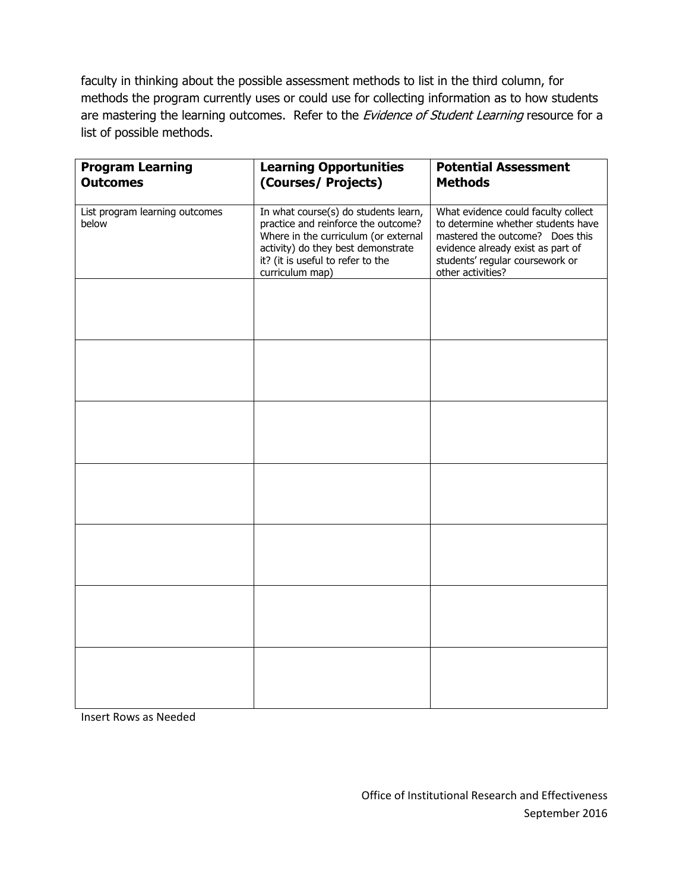faculty in thinking about the possible assessment methods to list in the third column, for methods the program currently uses or could use for collecting information as to how students are mastering the learning outcomes. Refer to the *Evidence of Student Learning* resource for a list of possible methods.

| **Program Learning Outcomes** | **Learning Opportunities (Courses/ Projects)** | **Potential Assessment Methods** |
|---|---|---|
| List program learning outcomes below | In what course(s) do students learn, practice and reinforce the outcome? Where in the curriculum (or external activity) do they best demonstrate it? (it is useful to refer to the curriculum map) | What evidence could faculty collect to determine whether students have mastered the outcome? Does this evidence already exist as part of students' regular coursework or other activities? |
| | | |
| | | |
| | | |
| | | |
| | | |
| | | |
| | | |

Insert Rows as Needed

Office of Institutional Research and Effectiveness
September 2016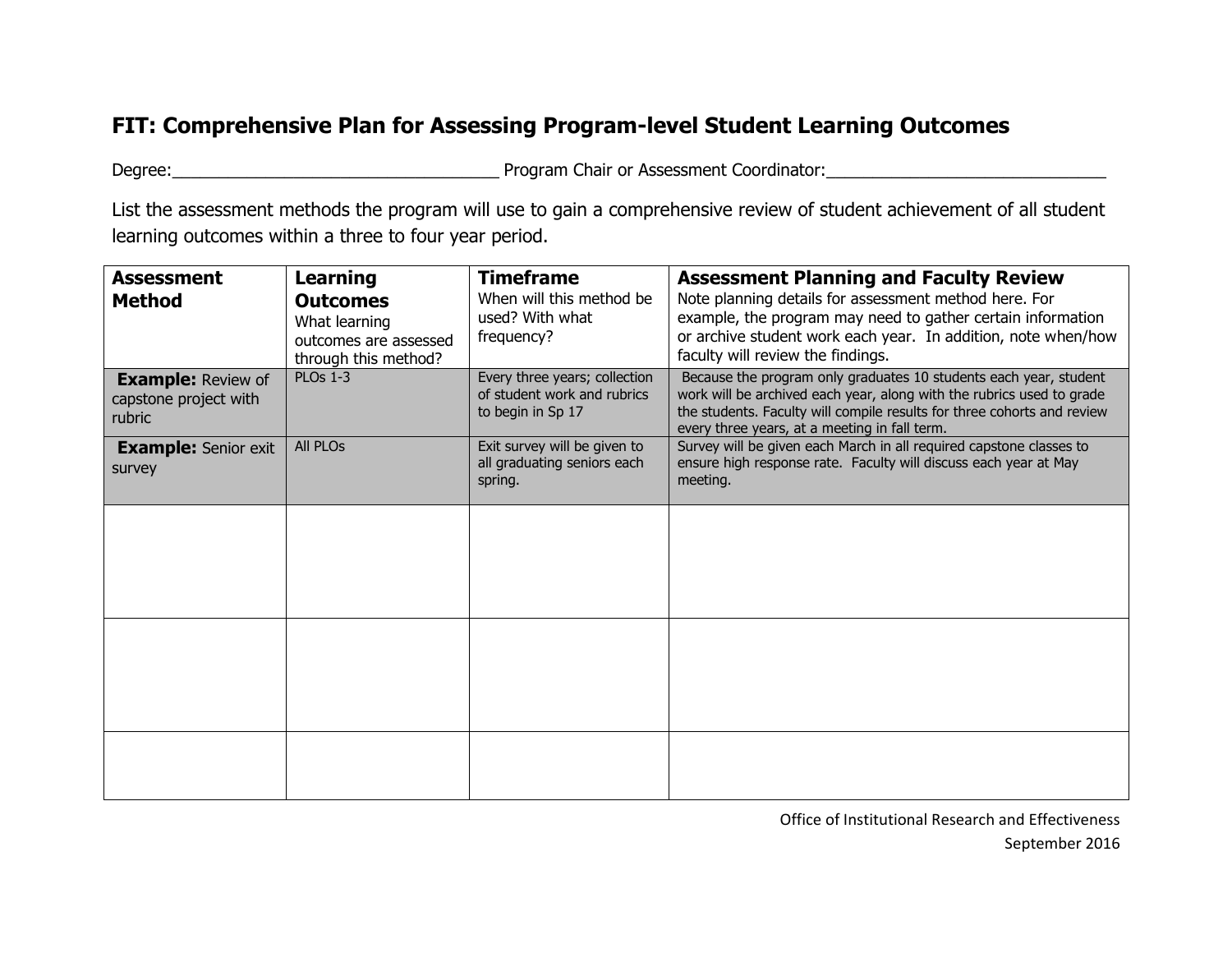# FIT: Comprehensive Plan for Assessing Program-level Student Learning Outcomes

Degree:___________________________________ Program Chair or Assessment Coordinator:______________________________

List the assessment methods the program will use to gain a comprehensive review of student achievement of all student learning outcomes within a three to four year period.

| **Assessment Method** | **Learning Outcomes** What learning outcomes are assessed through this method? | **Timeframe** When will this method be used? With what frequency? | **Assessment Planning and Faculty Review** Note planning details for assessment method here. For example, the program may need to gather certain information or archive student work each year. In addition, note when/how faculty will review the findings. |
|---|---|---|---|
| **Example:** Review of capstone project with rubric | PLOs 1-3 | Every three years; collection of student work and rubrics to begin in Sp 17 | Because the program only graduates 10 students each year, student work will be archived each year, along with the rubrics used to grade the students. Faculty will compile results for three cohorts and review every three years, at a meeting in fall term. |
| **Example:** Senior exit survey | All PLOs | Exit survey will be given to all graduating seniors each spring. | Survey will be given each March in all required capstone classes to ensure high response rate. Faculty will discuss each year at May meeting. |
| | | | |
| | | | |
| | | | |

Office of Institutional Research and Effectiveness
September 2016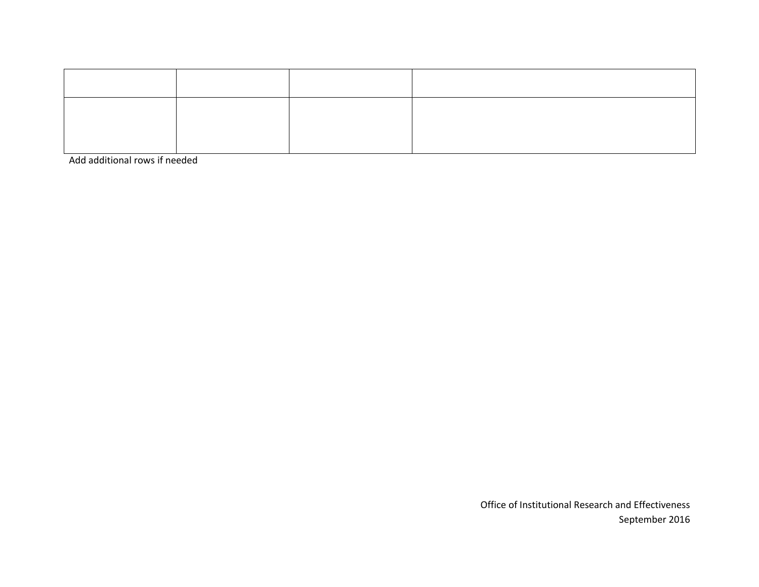| | | | |
|---|---|---|---|
| | | | |
| | | | |

Add additional rows if needed

Office of Institutional Research and Effectiveness
September 2016